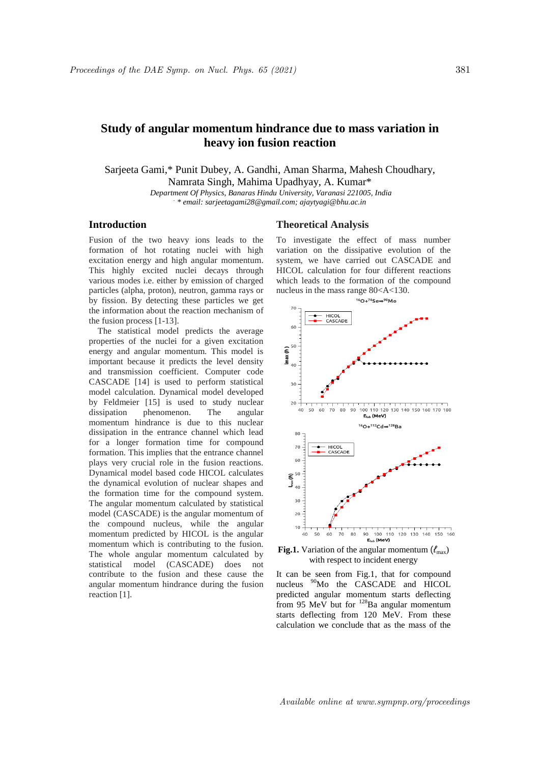# Study of angular momentum hindrance due to mass variation in heavy ion fusion reaction

Sarjeeta Gami,* Punit Dubey, A. Gandhi, Aman Sharma, Mahesh Choudhary, Namrata Singh, Mahima Upadhyay, A. Kumar*

*Department Of Physics, Banaras Hindu University, Varanasi 221005, India*

*\* email: sarjeetagami28@gmail.com; ajaytyagi@bhu.ac.in*

## Introduction

Fusion of the two heavy ions leads to the formation of hot rotating nuclei with high excitation energy and high angular momentum. This highly excited nuclei decays through various modes i.e. either by emission of charged particles (alpha, proton), neutron, gamma rays or by fission. By detecting these particles we get the information about the reaction mechanism of the fusion process [1-13].

The statistical model predicts the average properties of the nuclei for a given excitation energy and angular momentum. This model is important because it predicts the level density and transmission coefficient. Computer code CASCADE [14] is used to perform statistical model calculation. Dynamical model developed by Feldmeier [15] is used to study nuclear dissipation phenomenon. The angular momentum hindrance is due to this nuclear dissipation in the entrance channel which lead for a longer formation time for compound formation. This implies that the entrance channel plays very crucial role in the fusion reactions. Dynamical model based code HICOL calculates the dynamical evolution of nuclear shapes and the formation time for the compound system. The angular momentum calculated by statistical model (CASCADE) is the angular momentum of the compound nucleus, while the angular momentum predicted by HICOL is the angular momentum which is contributing to the fusion. The whole angular momentum calculated by statistical model (CASCADE) does not contribute to the fusion and these cause the angular momentum hindrance during the fusion reaction [1].

## Theoretical Analysis

To investigate the effect of mass number variation on the dissipative evolution of the system, we have carried out CASCADE and HICOL calculation for four different reactions which leads to the formation of the compound nucleus in the mass range 80<A<130.

**Fig.1.** Variation of the angular momentum ($\ell_{max}$) with respect to incident energy

It can be seen from Fig.1, that for compound nucleus $^{90}$Mo the CASCADE and HICOL predicted angular momentum starts deflecting from 95 MeV but for $^{128}$Ba angular momentum starts deflecting from 120 MeV. From these calculation we conclude that as the mass of the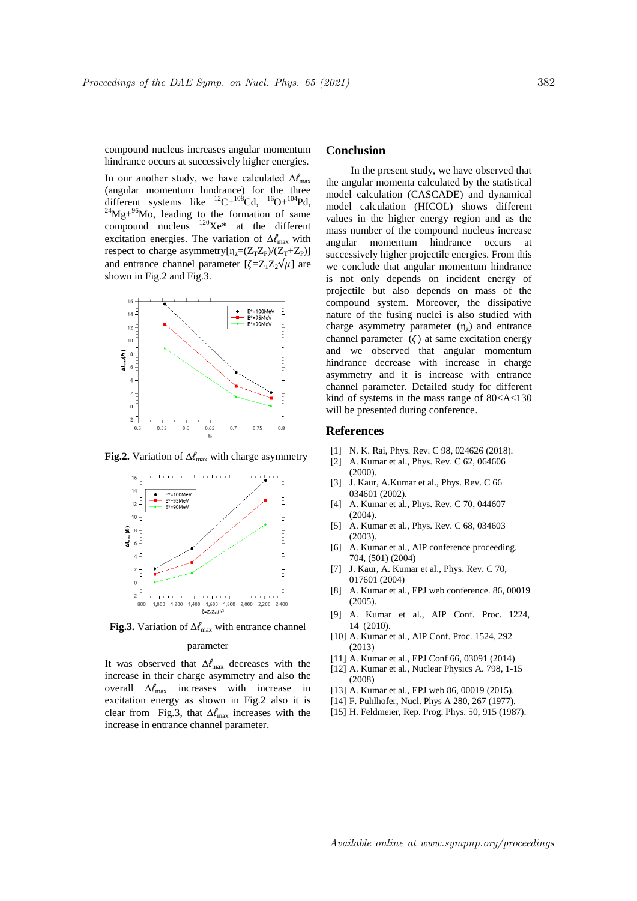compound nucleus increases angular momentum hindrance occurs at successively higher energies.

In our another study, we have calculated $\Delta\ell_{max}$ (angular momentum hindrance) for the three different systems like $^{12}C+^{108}Cd$, $^{16}O+^{104}Pd$, $^{24}Mg+^{96}Mo$, leading to the formation of same compound nucleus $^{120}Xe^*$ at the different excitation energies. The variation of $\Delta\ell_{max}$ with respect to charge asymmetry[$\eta_z=(Z_T Z_P)/(Z_T+Z_P)$] and entrance channel parameter [$\zeta=Z_1Z_2\sqrt{\mu}$] are shown in Fig.2 and Fig.3.

16
14
12
10
8
6
4
2
0
-2
0.5
0.55
0.6
0.65
0.7
0.75
0.8
$\Delta\ell_{max}(\hbar)$
$\eta_z$
E*=100MeV
E*=95MeV
E*=90MeV

**Fig.2.** Variation of $\Delta\ell_{max}$ with charge asymmetry

16
14
12
10
8
6
4
2
0
-2
800
1,000
1,200
1,400
1,600
1,800
2,000
2,200
2,400
$\Delta\ell_{max}(\hbar)$
$\zeta=Z_1Z_2\mu^{1/2}$
E*=100MeV
E*=95MeV
E*=90MeV

**Fig.3.** Variation of $\Delta\ell_{max}$ with entrance channel parameter

It was observed that $\Delta\ell_{max}$ decreases with the increase in their charge asymmetry and also the overall $\Delta\ell_{max}$ increases with increase in excitation energy as shown in Fig.2 also it is clear from Fig.3, that $\Delta\ell_{max}$ increases with the increase in entrance channel parameter.

## Conclusion

In the present study, we have observed that the angular momenta calculated by the statistical model calculation (CASCADE) and dynamical model calculation (HICOL) shows different values in the higher energy region and as the mass number of the compound nucleus increase angular momentum hindrance occurs at successively higher projectile energies. From this we conclude that angular momentum hindrance is not only depends on incident energy of projectile but also depends on mass of the compound system. Moreover, the dissipative nature of the fusing nuclei is also studied with charge asymmetry parameter ($\eta_z$) and entrance channel parameter ($\zeta$) at same excitation energy and we observed that angular momentum hindrance decrease with increase in charge asymmetry and it is increase with entrance channel parameter. Detailed study for different kind of systems in the mass range of 80<A<130 will be presented during conference.

## References

[1] N. K. Rai, Phys. Rev. C 98, 024626 (2018).
[2] A. Kumar et al., Phys. Rev. C 62, 064606 (2000).
[3] J. Kaur, A.Kumar et al., Phys. Rev. C 66 034601 (2002).
[4] A. Kumar et al., Phys. Rev. C 70, 044607 (2004).
[5] A. Kumar et al., Phys. Rev. C 68, 034603 (2003).
[6] A. Kumar et al., AIP conference proceeding. 704, (501) (2004)
[7] J. Kaur, A. Kumar et al., Phys. Rev. C 70, 017601 (2004)
[8] A. Kumar et al., EPJ web conference. 86, 00019 (2005).
[9] A. Kumar et al., AIP Conf. Proc. 1224, 14 (2010).
[10] A. Kumar et al., AIP Conf. Proc. 1524, 292 (2013)
[11] A. Kumar et al., EPJ Conf 66, 03091 (2014)
[12] A. Kumar et al., Nuclear Physics A. 798, 1-15 (2008)
[13] A. Kumar et al., EPJ web 86, 00019 (2015).
[14] F. Puhlhofer, Nucl. Phys A 280, 267 (1977).
[15] H. Feldmeier, Rep. Prog. Phys. 50, 915 (1987).